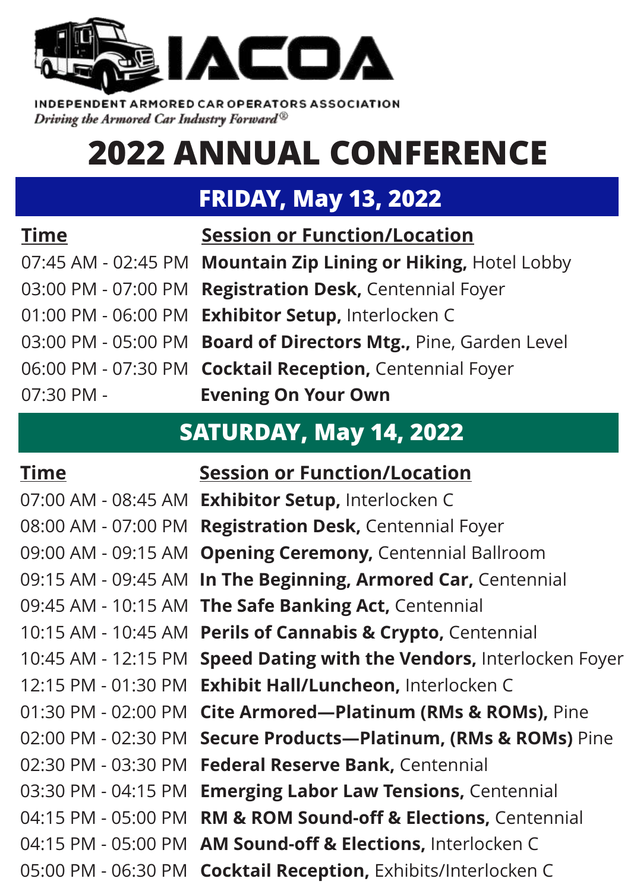# IACOA

INDEPENDENT ARMORED CAR OPERATORS ASSOCIATION

*Driving the Armored Car Industry Forward®*

# 2022 ANNUAL CONFERENCE

## FRIDAY, May 13, 2022

| Time | Session or Function/Location |
| --- | --- |
| 07:45 AM - 02:45 PM | **Mountain Zip Lining or Hiking,** Hotel Lobby |
| 03:00 PM - 07:00 PM | **Registration Desk,** Centennial Foyer |
| 01:00 PM - 06:00 PM | **Exhibitor Setup,** Interlocken C |
| 03:00 PM - 05:00 PM | **Board of Directors Mtg.,** Pine, Garden Level |
| 06:00 PM - 07:30 PM | **Cocktail Reception,** Centennial Foyer |
| 07:30 PM - | **Evening On Your Own** |

## SATURDAY, May 14, 2022

| Time | Session or Function/Location |
| --- | --- |
| 07:00 AM - 08:45 AM | **Exhibitor Setup,** Interlocken C |
| 08:00 AM - 07:00 PM | **Registration Desk,** Centennial Foyer |
| 09:00 AM - 09:15 AM | **Opening Ceremony,** Centennial Ballroom |
| 09:15 AM - 09:45 AM | **In The Beginning, Armored Car,** Centennial |
| 09:45 AM - 10:15 AM | **The Safe Banking Act,** Centennial |
| 10:15 AM - 10:45 AM | **Perils of Cannabis & Crypto,** Centennial |
| 10:45 AM - 12:15 PM | **Speed Dating with the Vendors,** Interlocken Foyer |
| 12:15 PM - 01:30 PM | **Exhibit Hall/Luncheon,** Interlocken C |
| 01:30 PM - 02:00 PM | **Cite Armored—Platinum (RMs & ROMs),** Pine |
| 02:00 PM - 02:30 PM | **Secure Products—Platinum, (RMs & ROMs)** Pine |
| 02:30 PM - 03:30 PM | **Federal Reserve Bank,** Centennial |
| 03:30 PM - 04:15 PM | **Emerging Labor Law Tensions,** Centennial |
| 04:15 PM - 05:00 PM | **RM & ROM Sound-off & Elections,** Centennial |
| 04:15 PM - 05:00 PM | **AM Sound-off & Elections,** Interlocken C |
| 05:00 PM - 06:30 PM | **Cocktail Reception,** Exhibits/Interlocken C |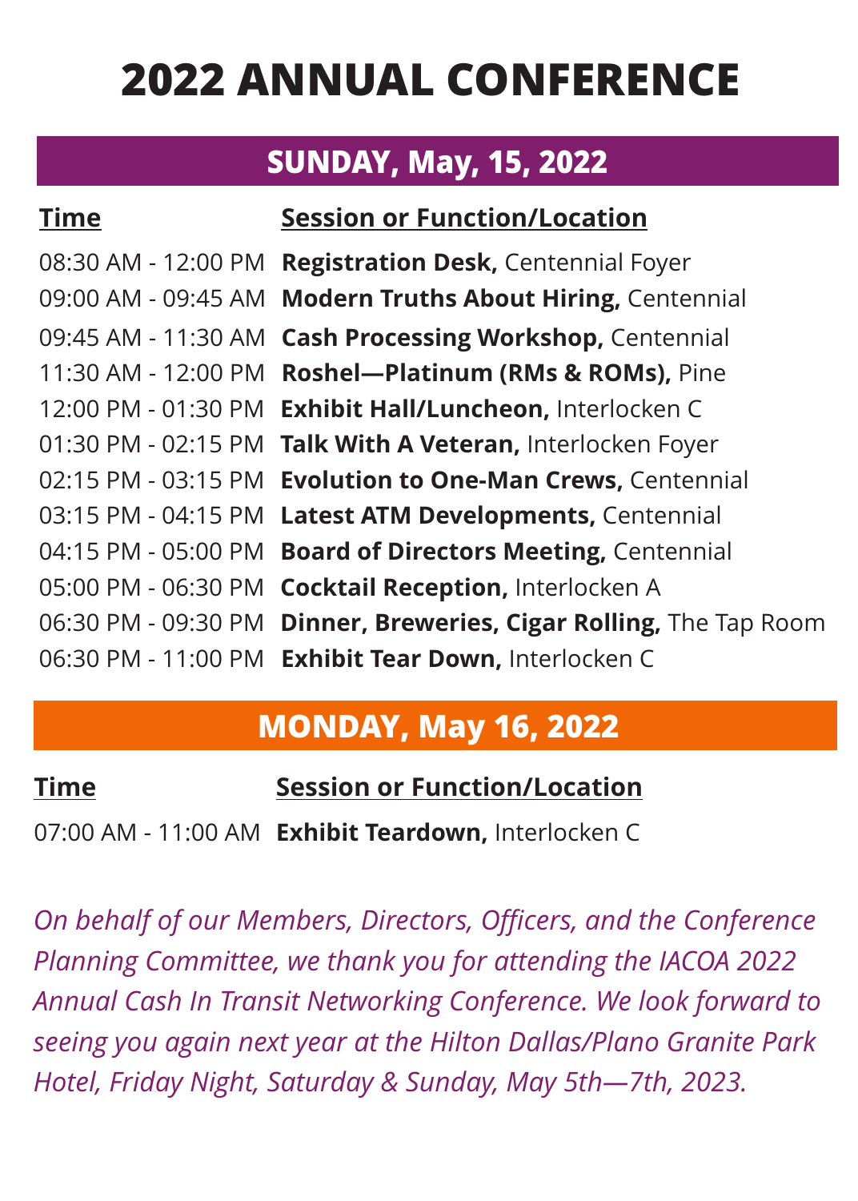# 2022 ANNUAL CONFERENCE

## SUNDAY, May, 15, 2022

| Time | Session or Function/Location |
|---|---|
| 08:30 AM - 12:00 PM | **Registration Desk,** Centennial Foyer |
| 09:00 AM - 09:45 AM | **Modern Truths About Hiring,** Centennial |
| 09:45 AM - 11:30 AM | **Cash Processing Workshop,** Centennial |
| 11:30 AM - 12:00 PM | **Roshel—Platinum (RMs & ROMs),** Pine |
| 12:00 PM - 01:30 PM | **Exhibit Hall/Luncheon,** Interlocken C |
| 01:30 PM - 02:15 PM | **Talk With A Veteran,** Interlocken Foyer |
| 02:15 PM - 03:15 PM | **Evolution to One-Man Crews,** Centennial |
| 03:15 PM - 04:15 PM | **Latest ATM Developments,** Centennial |
| 04:15 PM - 05:00 PM | **Board of Directors Meeting,** Centennial |
| 05:00 PM - 06:30 PM | **Cocktail Reception,** Interlocken A |
| 06:30 PM - 09:30 PM | **Dinner, Breweries, Cigar Rolling,** The Tap Room |
| 06:30 PM - 11:00 PM | **Exhibit Tear Down,** Interlocken C |

## MONDAY, May 16, 2022

| Time | Session or Function/Location |
|---|---|
| 07:00 AM - 11:00 AM | **Exhibit Teardown,** Interlocken C |

*On behalf of our Members, Directors, Officers, and the Conference Planning Committee, we thank you for attending the IACOA 2022 Annual Cash In Transit Networking Conference. We look forward to seeing you again next year at the Hilton Dallas/Plano Granite Park Hotel, Friday Night, Saturday & Sunday, May 5th—7th, 2023.*